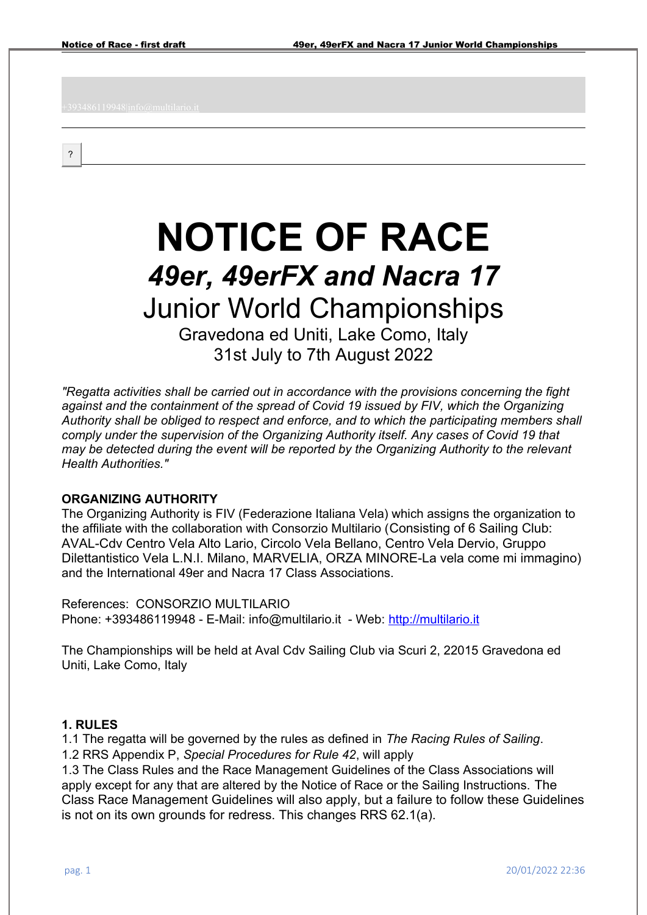+393486119948|info@multilario.it

?

# NOTICE OF RACE

## *49er, 49erFX and Nacra 17*

## Junior World Championships

Gravedona ed Uniti, Lake Como, Italy
31st July to 7th August 2022

*"Regatta activities shall be carried out in accordance with the provisions concerning the fight against and the containment of the spread of Covid 19 issued by FIV, which the Organizing Authority shall be obliged to respect and enforce, and to which the participating members shall comply under the supervision of the Organizing Authority itself. Any cases of Covid 19 that may be detected during the event will be reported by the Organizing Authority to the relevant Health Authorities."*

**ORGANIZING AUTHORITY**

The Organizing Authority is FIV (Federazione Italiana Vela) which assigns the organization to the affiliate with the collaboration with Consorzio Multilario (Consisting of 6 Sailing Club: AVAL-Cdv Centro Vela Alto Lario, Circolo Vela Bellano, Centro Vela Dervio, Gruppo Dilettantistico Vela L.N.I. Milano, MARVELIA, ORZA MINORE-La vela come mi immagino) and the International 49er and Nacra 17 Class Associations.

References: CONSORZIO MULTILARIO
Phone: +393486119948 - E-Mail: info@multilario.it - Web: http://multilario.it

The Championships will be held at Aval Cdv Sailing Club via Scuri 2, 22015 Gravedona ed Uniti, Lake Como, Italy

**1. RULES**

1.1 The regatta will be governed by the rules as defined in *The Racing Rules of Sailing*.
1.2 RRS Appendix P, *Special Procedures for Rule 42*, will apply
1.3 The Class Rules and the Race Management Guidelines of the Class Associations will apply except for any that are altered by the Notice of Race or the Sailing Instructions. The Class Race Management Guidelines will also apply, but a failure to follow these Guidelines is not on its own grounds for redress. This changes RRS 62.1(a).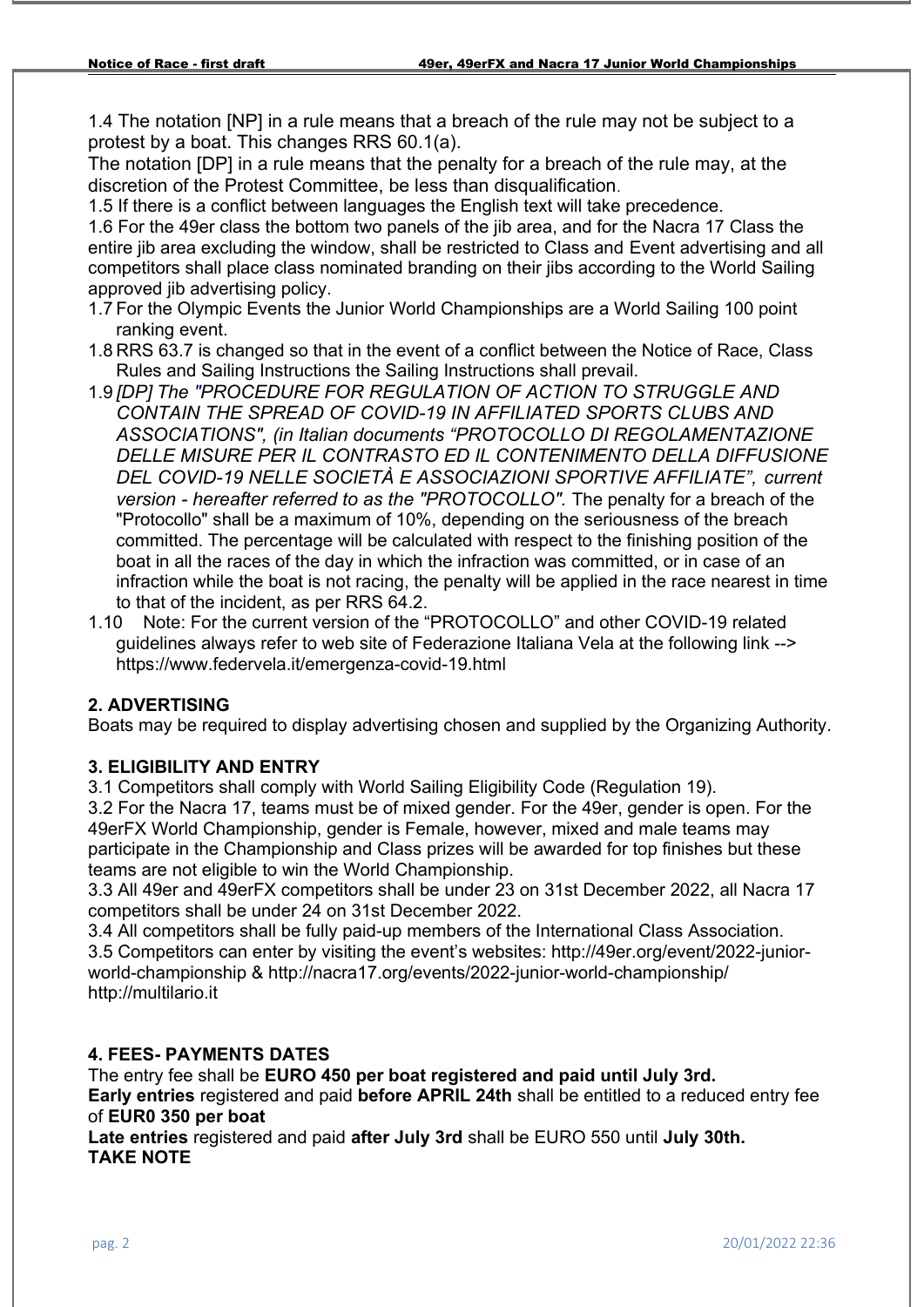1.4 The notation [NP] in a rule means that a breach of the rule may not be subject to a protest by a boat. This changes RRS 60.1(a).

The notation [DP] in a rule means that the penalty for a breach of the rule may, at the discretion of the Protest Committee, be less than disqualification.

1.5 If there is a conflict between languages the English text will take precedence.

1.6 For the 49er class the bottom two panels of the jib area, and for the Nacra 17 Class the entire jib area excluding the window, shall be restricted to Class and Event advertising and all competitors shall place class nominated branding on their jibs according to the World Sailing approved jib advertising policy.

1.7 For the Olympic Events the Junior World Championships are a World Sailing 100 point ranking event.

1.8 RRS 63.7 is changed so that in the event of a conflict between the Notice of Race, Class Rules and Sailing Instructions the Sailing Instructions shall prevail.

1.9 *[DP] The "PROCEDURE FOR REGULATION OF ACTION TO STRUGGLE AND CONTAIN THE SPREAD OF COVID-19 IN AFFILIATED SPORTS CLUBS AND ASSOCIATIONS", (in Italian documents "PROTOCOLLO DI REGOLAMENTAZIONE DELLE MISURE PER IL CONTRASTO ED IL CONTENIMENTO DELLA DIFFUSIONE DEL COVID-19 NELLE SOCIETÀ E ASSOCIAZIONI SPORTIVE AFFILIATE", current version - hereafter referred to as the "PROTOCOLLO".* The penalty for a breach of the "Protocollo" shall be a maximum of 10%, depending on the seriousness of the breach committed. The percentage will be calculated with respect to the finishing position of the boat in all the races of the day in which the infraction was committed, or in case of an infraction while the boat is not racing, the penalty will be applied in the race nearest in time to that of the incident, as per RRS 64.2.

1.10 Note: For the current version of the "PROTOCOLLO" and other COVID-19 related guidelines always refer to web site of Federazione Italiana Vela at the following link --> https://www.federvela.it/emergenza-covid-19.html

## 2. ADVERTISING

Boats may be required to display advertising chosen and supplied by the Organizing Authority.

## 3. ELIGIBILITY AND ENTRY

3.1 Competitors shall comply with World Sailing Eligibility Code (Regulation 19).

3.2 For the Nacra 17, teams must be of mixed gender. For the 49er, gender is open. For the 49erFX World Championship, gender is Female, however, mixed and male teams may participate in the Championship and Class prizes will be awarded for top finishes but these teams are not eligible to win the World Championship.

3.3 All 49er and 49erFX competitors shall be under 23 on 31st December 2022, all Nacra 17 competitors shall be under 24 on 31st December 2022.

3.4 All competitors shall be fully paid-up members of the International Class Association.

3.5 Competitors can enter by visiting the event's websites: http://49er.org/event/2022-junior-world-championship & http://nacra17.org/events/2022-junior-world-championship/ http://multilario.it

## 4. FEES- PAYMENTS DATES

The entry fee shall be **EURO 450 per boat registered and paid until July 3rd.**

**Early entries** registered and paid **before APRIL 24th** shall be entitled to a reduced entry fee of **EUR0 350 per boat**

**Late entries** registered and paid **after July 3rd** shall be EURO 550 until **July 30th.**

**TAKE NOTE**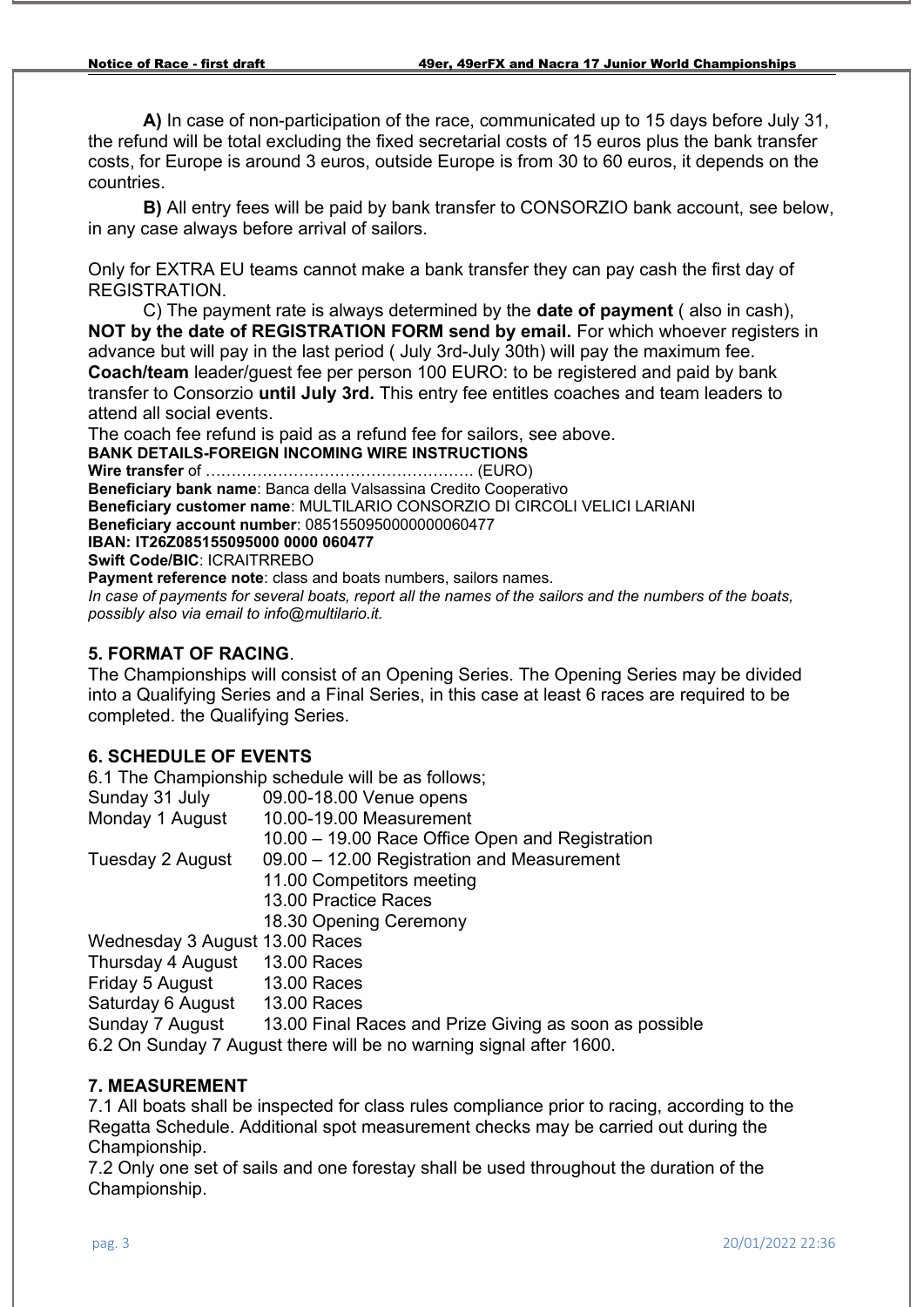**A)** In case of non-participation of the race, communicated up to 15 days before July 31, the refund will be total excluding the fixed secretarial costs of 15 euros plus the bank transfer costs, for Europe is around 3 euros, outside Europe is from 30 to 60 euros, it depends on the countries.

**B)** All entry fees will be paid by bank transfer to CONSORZIO bank account, see below, in any case always before arrival of sailors.

Only for EXTRA EU teams cannot make a bank transfer they can pay cash the first day of REGISTRATION.

C) The payment rate is always determined by the **date of payment** ( also in cash), **NOT by the date of REGISTRATION FORM send by email.** For which whoever registers in advance but will pay in the last period ( July 3rd-July 30th) will pay the maximum fee.
**Coach/team** leader/guest fee per person 100 EURO: to be registered and paid by bank transfer to Consorzio **until July 3rd.** This entry fee entitles coaches and team leaders to attend all social events.
The coach fee refund is paid as a refund fee for sailors, see above.

**BANK DETAILS-FOREIGN INCOMING WIRE INSTRUCTIONS**
**Wire transfer** of …………………………………………… (EURO)
**Beneficiary bank name**: Banca della Valsassina Credito Cooperativo
**Beneficiary customer name**: MULTILARIO CONSORZIO DI CIRCOLI VELICI LARIANI
**Beneficiary account number**: 085155095000000060477
**IBAN: IT26Z085155095000 0000 060477**
**Swift Code/BIC**: ICRAITRREBO
**Payment reference note**: class and boats numbers, sailors names.
*In case of payments for several boats, report all the names of the sailors and the numbers of the boats, possibly also via email to info@multilario.it.*

## 5. FORMAT OF RACING.

The Championships will consist of an Opening Series. The Opening Series may be divided into a Qualifying Series and a Final Series, in this case at least 6 races are required to be completed. the Qualifying Series.

## 6. SCHEDULE OF EVENTS

6.1 The Championship schedule will be as follows;

| | |
|---|---|
| Sunday 31 July | 09.00-18.00 Venue opens |
| Monday 1 August | 10.00-19.00 Measurement |
| | 10.00 – 19.00 Race Office Open and Registration |
| Tuesday 2 August | 09.00 – 12.00 Registration and Measurement |
| | 11.00 Competitors meeting |
| | 13.00 Practice Races |
| | 18.30 Opening Ceremony |
| Wednesday 3 August | 13.00 Races |
| Thursday 4 August | 13.00 Races |
| Friday 5 August | 13.00 Races |
| Saturday 6 August | 13.00 Races |
| Sunday 7 August | 13.00 Final Races and Prize Giving as soon as possible |

6.2 On Sunday 7 August there will be no warning signal after 1600.

## 7. MEASUREMENT

7.1 All boats shall be inspected for class rules compliance prior to racing, according to the Regatta Schedule. Additional spot measurement checks may be carried out during the Championship.

7.2 Only one set of sails and one forestay shall be used throughout the duration of the Championship.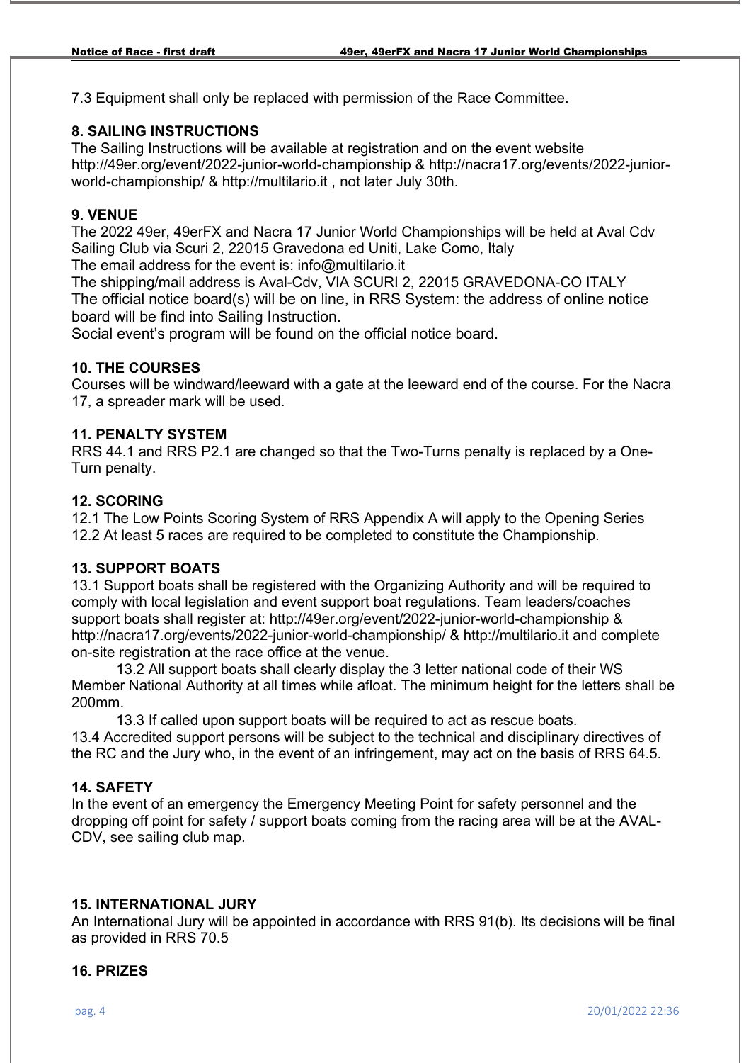7.3 Equipment shall only be replaced with permission of the Race Committee.

## 8. SAILING INSTRUCTIONS

The Sailing Instructions will be available at registration and on the event website http://49er.org/event/2022-junior-world-championship & http://nacra17.org/events/2022-junior-world-championship/ & http://multilario.it , not later July 30th.

## 9. VENUE

The 2022 49er, 49erFX and Nacra 17 Junior World Championships will be held at Aval Cdv Sailing Club via Scuri 2, 22015 Gravedona ed Uniti, Lake Como, Italy
The email address for the event is: info@multilario.it
The shipping/mail address is Aval-Cdv, VIA SCURI 2, 22015 GRAVEDONA-CO ITALY
The official notice board(s) will be on line, in RRS System: the address of online notice board will be find into Sailing Instruction.
Social event's program will be found on the official notice board.

## 10. THE COURSES

Courses will be windward/leeward with a gate at the leeward end of the course. For the Nacra 17, a spreader mark will be used.

## 11. PENALTY SYSTEM

RRS 44.1 and RRS P2.1 are changed so that the Two-Turns penalty is replaced by a One-Turn penalty.

## 12. SCORING

12.1 The Low Points Scoring System of RRS Appendix A will apply to the Opening Series
12.2 At least 5 races are required to be completed to constitute the Championship.

## 13. SUPPORT BOATS

13.1 Support boats shall be registered with the Organizing Authority and will be required to comply with local legislation and event support boat regulations. Team leaders/coaches support boats shall register at: http://49er.org/event/2022-junior-world-championship & http://nacra17.org/events/2022-junior-world-championship/ & http://multilario.it and complete on-site registration at the race office at the venue.

13.2 All support boats shall clearly display the 3 letter national code of their WS Member National Authority at all times while afloat. The minimum height for the letters shall be 200mm.

13.3 If called upon support boats will be required to act as rescue boats.

13.4 Accredited support persons will be subject to the technical and disciplinary directives of the RC and the Jury who, in the event of an infringement, may act on the basis of RRS 64.5.

## 14. SAFETY

In the event of an emergency the Emergency Meeting Point for safety personnel and the dropping off point for safety / support boats coming from the racing area will be at the AVAL-CDV, see sailing club map.

## 15. INTERNATIONAL JURY

An International Jury will be appointed in accordance with RRS 91(b). Its decisions will be final as provided in RRS 70.5

## 16. PRIZES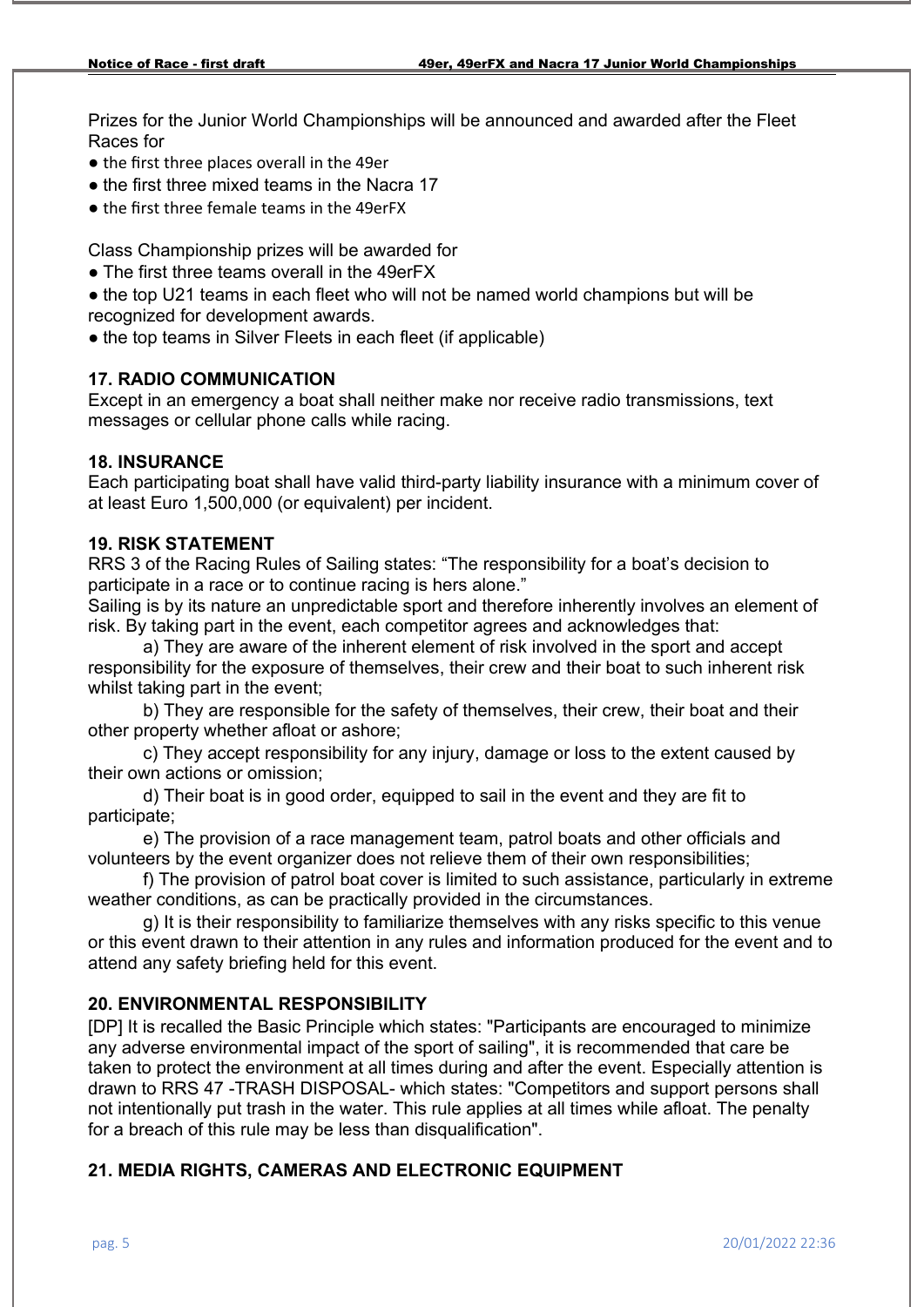Prizes for the Junior World Championships will be announced and awarded after the Fleet Races for

- the first three places overall in the 49er
- the first three mixed teams in the Nacra 17
- the first three female teams in the 49erFX

Class Championship prizes will be awarded for

- The first three teams overall in the 49erFX
- the top U21 teams in each fleet who will not be named world champions but will be recognized for development awards.
- the top teams in Silver Fleets in each fleet (if applicable)

## 17. RADIO COMMUNICATION

Except in an emergency a boat shall neither make nor receive radio transmissions, text messages or cellular phone calls while racing.

## 18. INSURANCE

Each participating boat shall have valid third-party liability insurance with a minimum cover of at least Euro 1,500,000 (or equivalent) per incident.

## 19. RISK STATEMENT

RRS 3 of the Racing Rules of Sailing states: "The responsibility for a boat's decision to participate in a race or to continue racing is hers alone."

Sailing is by its nature an unpredictable sport and therefore inherently involves an element of risk. By taking part in the event, each competitor agrees and acknowledges that:

a) They are aware of the inherent element of risk involved in the sport and accept responsibility for the exposure of themselves, their crew and their boat to such inherent risk whilst taking part in the event;

b) They are responsible for the safety of themselves, their crew, their boat and their other property whether afloat or ashore;

c) They accept responsibility for any injury, damage or loss to the extent caused by their own actions or omission;

d) Their boat is in good order, equipped to sail in the event and they are fit to participate;

e) The provision of a race management team, patrol boats and other officials and volunteers by the event organizer does not relieve them of their own responsibilities;

f) The provision of patrol boat cover is limited to such assistance, particularly in extreme weather conditions, as can be practically provided in the circumstances.

g) It is their responsibility to familiarize themselves with any risks specific to this venue or this event drawn to their attention in any rules and information produced for the event and to attend any safety briefing held for this event.

## 20. ENVIRONMENTAL RESPONSIBILITY

[DP] It is recalled the Basic Principle which states: "Participants are encouraged to minimize any adverse environmental impact of the sport of sailing", it is recommended that care be taken to protect the environment at all times during and after the event. Especially attention is drawn to RRS 47 -TRASH DISPOSAL- which states: "Competitors and support persons shall not intentionally put trash in the water. This rule applies at all times while afloat. The penalty for a breach of this rule may be less than disqualification".

## 21. MEDIA RIGHTS, CAMERAS AND ELECTRONIC EQUIPMENT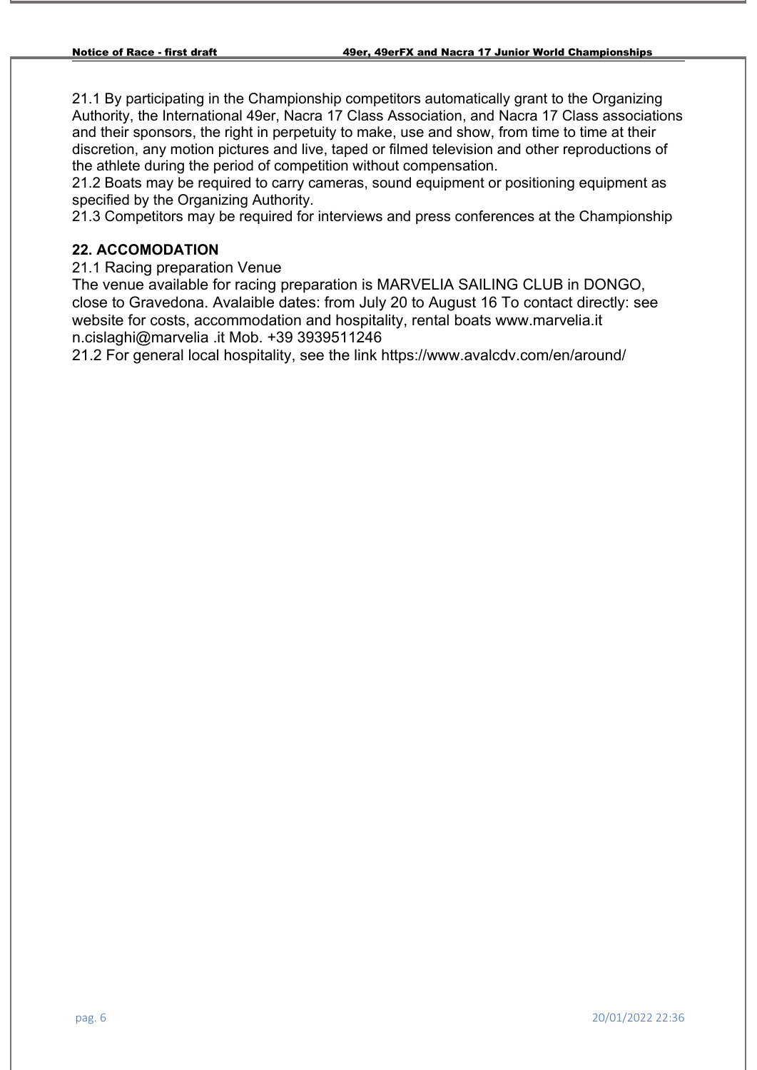21.1 By participating in the Championship competitors automatically grant to the Organizing Authority, the International 49er, Nacra 17 Class Association, and Nacra 17 Class associations and their sponsors, the right in perpetuity to make, use and show, from time to time at their discretion, any motion pictures and live, taped or filmed television and other reproductions of the athlete during the period of competition without compensation.
21.2 Boats may be required to carry cameras, sound equipment or positioning equipment as specified by the Organizing Authority.
21.3 Competitors may be required for interviews and press conferences at the Championship

**22. ACCOMODATION**

21.1 Racing preparation Venue
The venue available for racing preparation is MARVELIA SAILING CLUB in DONGO, close to Gravedona. Avalaible dates: from July 20 to August 16 To contact directly: see website for costs, accommodation and hospitality, rental boats www.marvelia.it n.cislaghi@marvelia .it Mob. +39 3939511246
21.2 For general local hospitality, see the link https://www.avalcdv.com/en/around/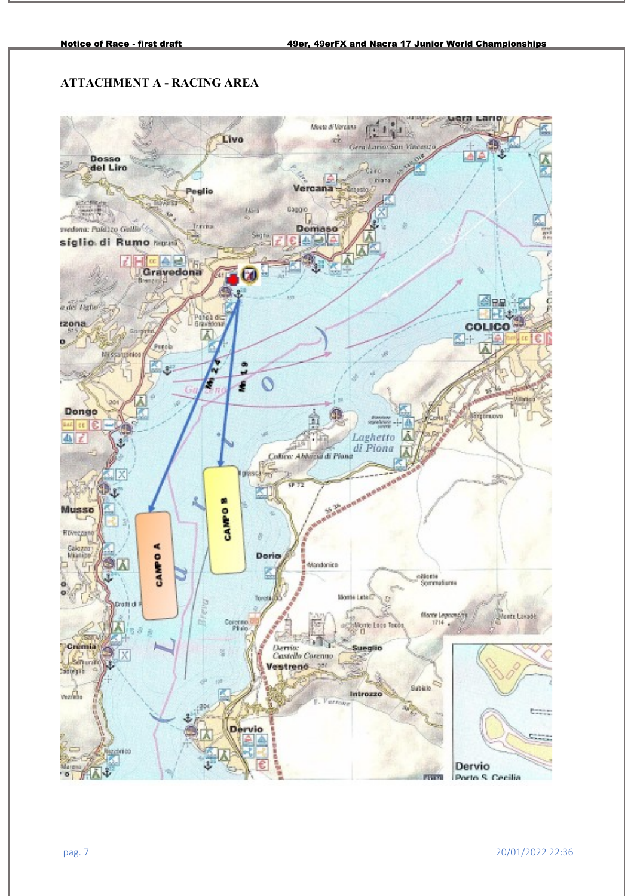# ATTACHMENT A - RACING AREA